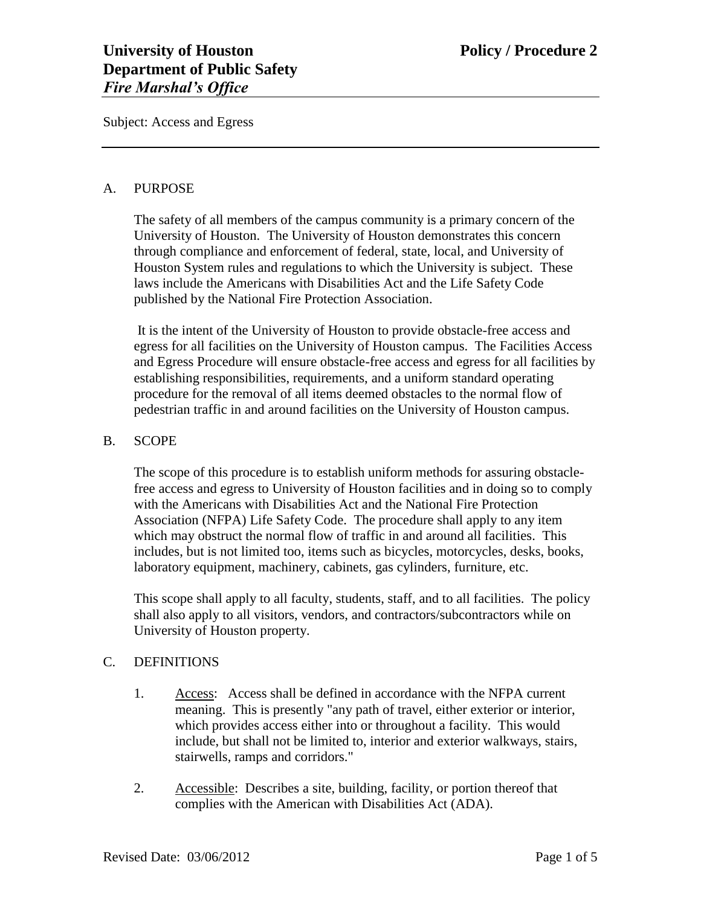**University of Houston**
**Department of Public Safety**
***Fire Marshal's Office***

**Policy / Procedure 2**

Subject: Access and Egress

---

A. PURPOSE

The safety of all members of the campus community is a primary concern of the University of Houston. The University of Houston demonstrates this concern through compliance and enforcement of federal, state, local, and University of Houston System rules and regulations to which the University is subject. These laws include the Americans with Disabilities Act and the Life Safety Code published by the National Fire Protection Association.

It is the intent of the University of Houston to provide obstacle-free access and egress for all facilities on the University of Houston campus. The Facilities Access and Egress Procedure will ensure obstacle-free access and egress for all facilities by establishing responsibilities, requirements, and a uniform standard operating procedure for the removal of all items deemed obstacles to the normal flow of pedestrian traffic in and around facilities on the University of Houston campus.

B. SCOPE

The scope of this procedure is to establish uniform methods for assuring obstacle-free access and egress to University of Houston facilities and in doing so to comply with the Americans with Disabilities Act and the National Fire Protection Association (NFPA) Life Safety Code. The procedure shall apply to any item which may obstruct the normal flow of traffic in and around all facilities. This includes, but is not limited too, items such as bicycles, motorcycles, desks, books, laboratory equipment, machinery, cabinets, gas cylinders, furniture, etc.

This scope shall apply to all faculty, students, staff, and to all facilities. The policy shall also apply to all visitors, vendors, and contractors/subcontractors while on University of Houston property.

C. DEFINITIONS

1. Access: Access shall be defined in accordance with the NFPA current meaning. This is presently "any path of travel, either exterior or interior, which provides access either into or throughout a facility. This would include, but shall not be limited to, interior and exterior walkways, stairs, stairwells, ramps and corridors."

2. Accessible: Describes a site, building, facility, or portion thereof that complies with the American with Disabilities Act (ADA).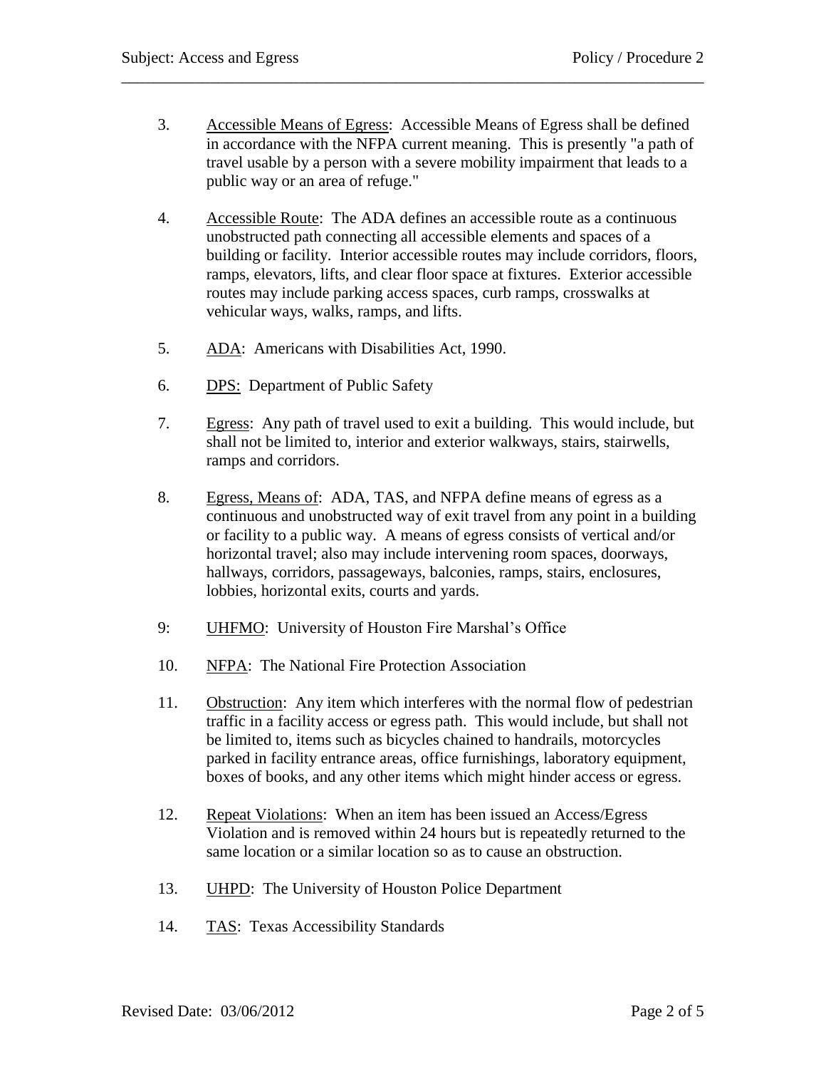3. Accessible Means of Egress: Accessible Means of Egress shall be defined in accordance with the NFPA current meaning. This is presently "a path of travel usable by a person with a severe mobility impairment that leads to a public way or an area of refuge."

4. Accessible Route: The ADA defines an accessible route as a continuous unobstructed path connecting all accessible elements and spaces of a building or facility. Interior accessible routes may include corridors, floors, ramps, elevators, lifts, and clear floor space at fixtures. Exterior accessible routes may include parking access spaces, curb ramps, crosswalks at vehicular ways, walks, ramps, and lifts.

5. ADA: Americans with Disabilities Act, 1990.

6. DPS: Department of Public Safety

7. Egress: Any path of travel used to exit a building. This would include, but shall not be limited to, interior and exterior walkways, stairs, stairwells, ramps and corridors.

8. Egress, Means of: ADA, TAS, and NFPA define means of egress as a continuous and unobstructed way of exit travel from any point in a building or facility to a public way. A means of egress consists of vertical and/or horizontal travel; also may include intervening room spaces, doorways, hallways, corridors, passageways, balconies, ramps, stairs, enclosures, lobbies, horizontal exits, courts and yards.

9: UHFMO: University of Houston Fire Marshal's Office

10. NFPA: The National Fire Protection Association

11. Obstruction: Any item which interferes with the normal flow of pedestrian traffic in a facility access or egress path. This would include, but shall not be limited to, items such as bicycles chained to handrails, motorcycles parked in facility entrance areas, office furnishings, laboratory equipment, boxes of books, and any other items which might hinder access or egress.

12. Repeat Violations: When an item has been issued an Access/Egress Violation and is removed within 24 hours but is repeatedly returned to the same location or a similar location so as to cause an obstruction.

13. UHPD: The University of Houston Police Department

14. TAS: Texas Accessibility Standards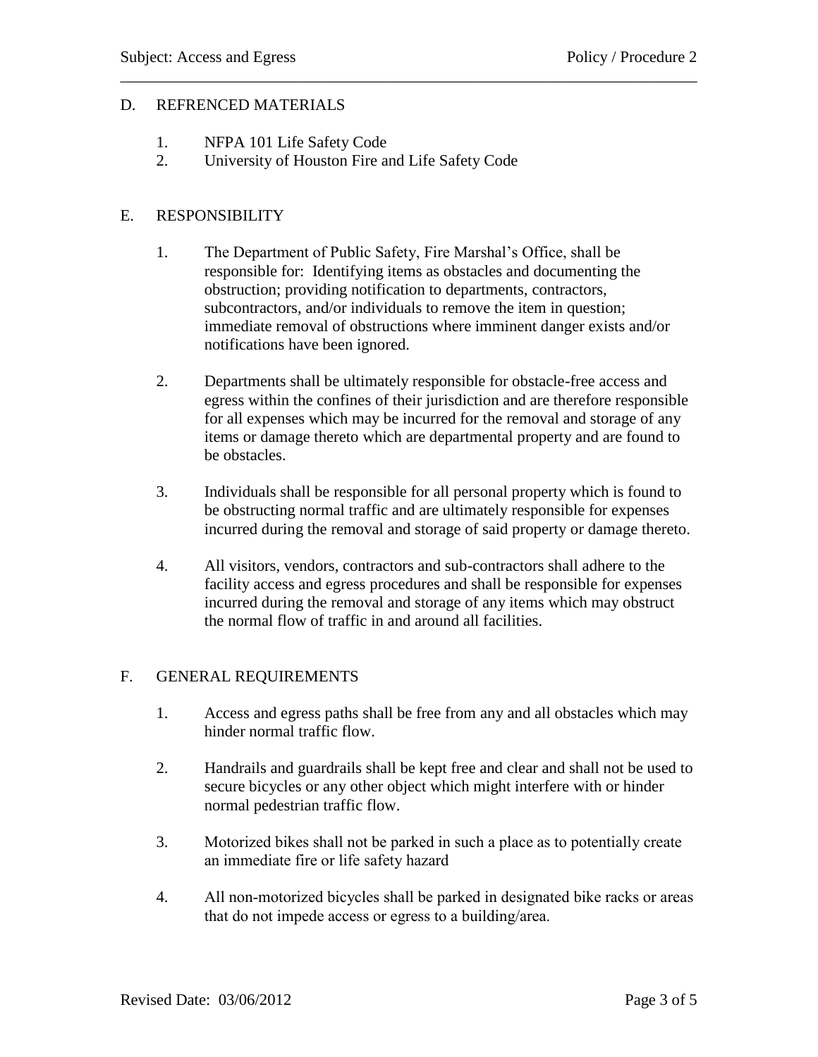## D. REFRENCED MATERIALS

1. NFPA 101 Life Safety Code
2. University of Houston Fire and Life Safety Code

## E. RESPONSIBILITY

1. The Department of Public Safety, Fire Marshal's Office, shall be responsible for: Identifying items as obstacles and documenting the obstruction; providing notification to departments, contractors, subcontractors, and/or individuals to remove the item in question; immediate removal of obstructions where imminent danger exists and/or notifications have been ignored.

2. Departments shall be ultimately responsible for obstacle-free access and egress within the confines of their jurisdiction and are therefore responsible for all expenses which may be incurred for the removal and storage of any items or damage thereto which are departmental property and are found to be obstacles.

3. Individuals shall be responsible for all personal property which is found to be obstructing normal traffic and are ultimately responsible for expenses incurred during the removal and storage of said property or damage thereto.

4. All visitors, vendors, contractors and sub-contractors shall adhere to the facility access and egress procedures and shall be responsible for expenses incurred during the removal and storage of any items which may obstruct the normal flow of traffic in and around all facilities.

## F. GENERAL REQUIREMENTS

1. Access and egress paths shall be free from any and all obstacles which may hinder normal traffic flow.

2. Handrails and guardrails shall be kept free and clear and shall not be used to secure bicycles or any other object which might interfere with or hinder normal pedestrian traffic flow.

3. Motorized bikes shall not be parked in such a place as to potentially create an immediate fire or life safety hazard

4. All non-motorized bicycles shall be parked in designated bike racks or areas that do not impede access or egress to a building/area.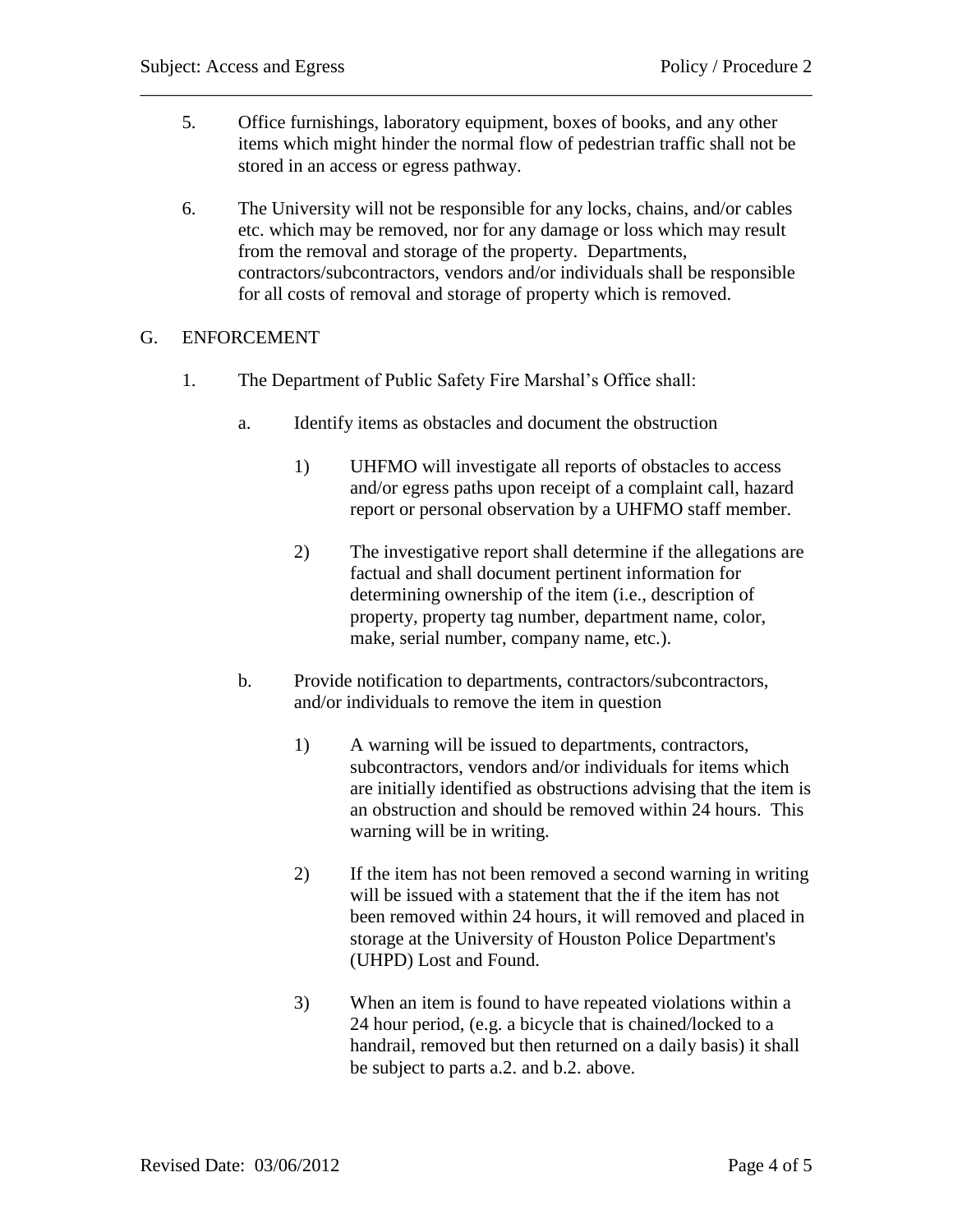5. Office furnishings, laboratory equipment, boxes of books, and any other items which might hinder the normal flow of pedestrian traffic shall not be stored in an access or egress pathway.

6. The University will not be responsible for any locks, chains, and/or cables etc. which may be removed, nor for any damage or loss which may result from the removal and storage of the property. Departments, contractors/subcontractors, vendors and/or individuals shall be responsible for all costs of removal and storage of property which is removed.

## G. ENFORCEMENT

1. The Department of Public Safety Fire Marshal's Office shall:

   a. Identify items as obstacles and document the obstruction

      1) UHFMO will investigate all reports of obstacles to access and/or egress paths upon receipt of a complaint call, hazard report or personal observation by a UHFMO staff member.

      2) The investigative report shall determine if the allegations are factual and shall document pertinent information for determining ownership of the item (i.e., description of property, property tag number, department name, color, make, serial number, company name, etc.).

   b. Provide notification to departments, contractors/subcontractors, and/or individuals to remove the item in question

      1) A warning will be issued to departments, contractors, subcontractors, vendors and/or individuals for items which are initially identified as obstructions advising that the item is an obstruction and should be removed within 24 hours. This warning will be in writing.

      2) If the item has not been removed a second warning in writing will be issued with a statement that the if the item has not been removed within 24 hours, it will removed and placed in storage at the University of Houston Police Department's (UHPD) Lost and Found.

      3) When an item is found to have repeated violations within a 24 hour period, (e.g. a bicycle that is chained/locked to a handrail, removed but then returned on a daily basis) it shall be subject to parts a.2. and b.2. above.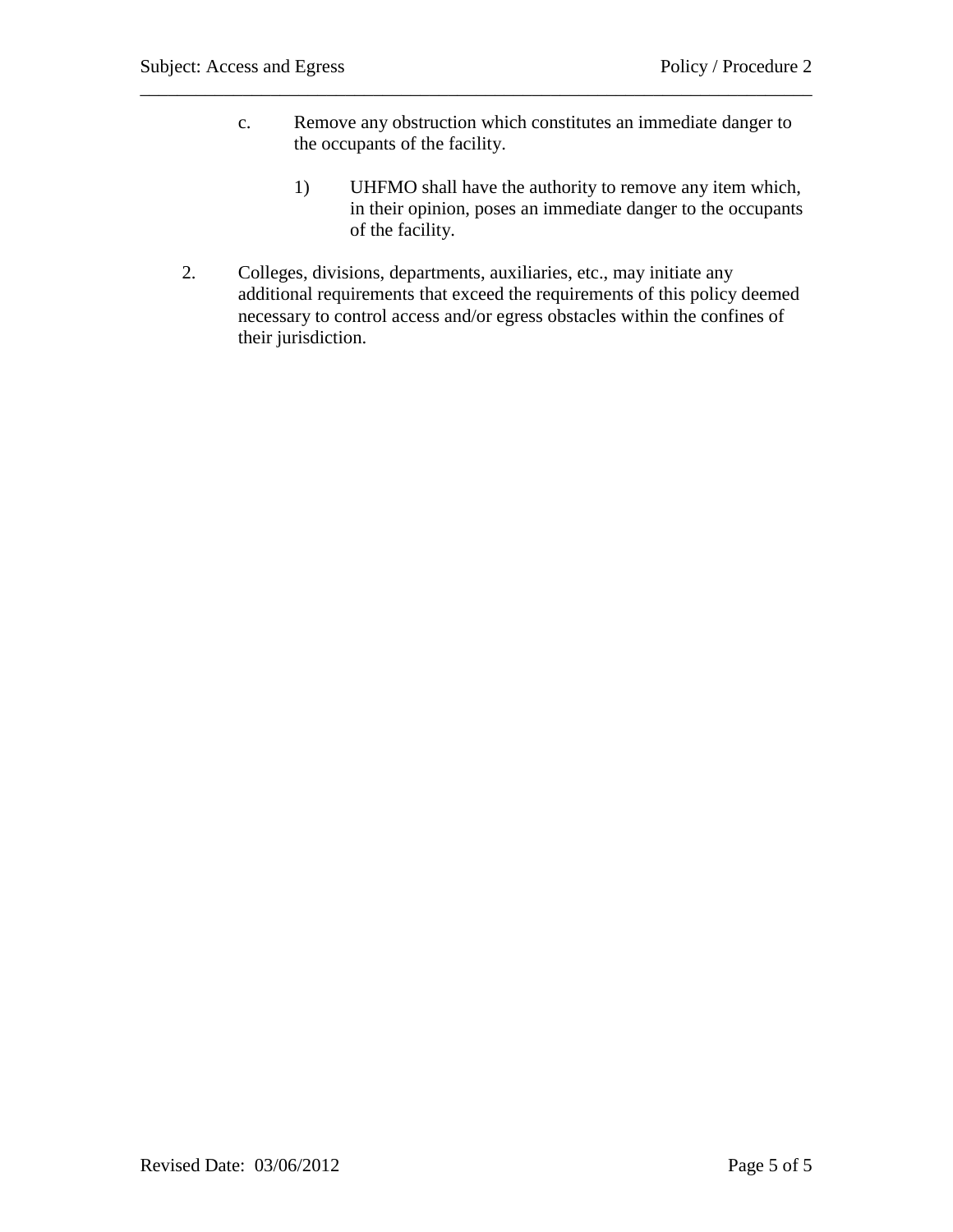c. Remove any obstruction which constitutes an immediate danger to the occupants of the facility.

   1) UHFMO shall have the authority to remove any item which, in their opinion, poses an immediate danger to the occupants of the facility.

2. Colleges, divisions, departments, auxiliaries, etc., may initiate any additional requirements that exceed the requirements of this policy deemed necessary to control access and/or egress obstacles within the confines of their jurisdiction.